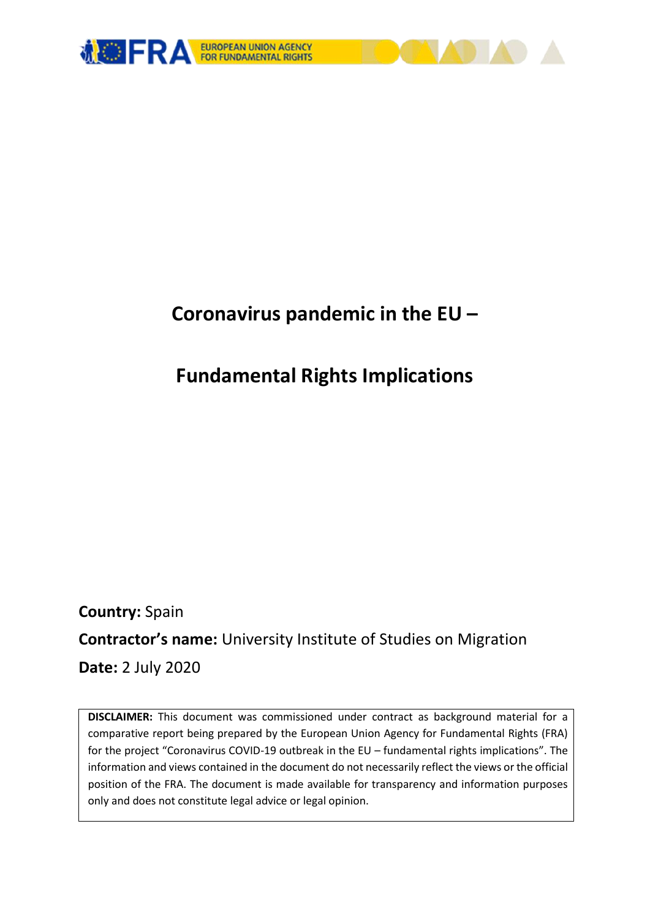# Coronavirus pandemic in the EU –

# Fundamental Rights Implications

**Country:** Spain

**Contractor's name:** University Institute of Studies on Migration

**Date:** 2 July 2020

**DISCLAIMER:** This document was commissioned under contract as background material for a comparative report being prepared by the European Union Agency for Fundamental Rights (FRA) for the project "Coronavirus COVID-19 outbreak in the EU – fundamental rights implications". The information and views contained in the document do not necessarily reflect the views or the official position of the FRA. The document is made available for transparency and information purposes only and does not constitute legal advice or legal opinion.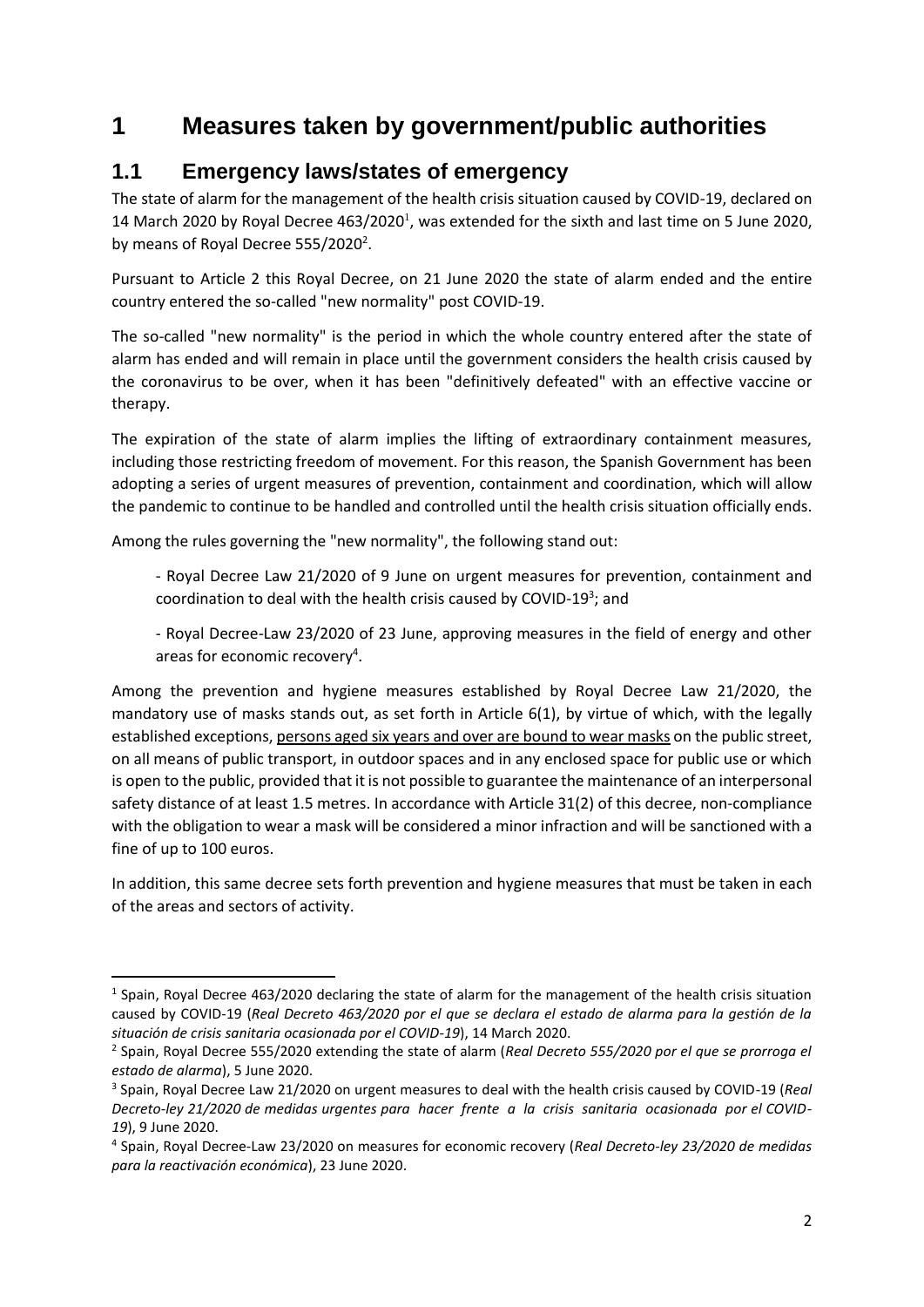# 1 Measures taken by government/public authorities

## 1.1 Emergency laws/states of emergency

The state of alarm for the management of the health crisis situation caused by COVID-19, declared on 14 March 2020 by Royal Decree 463/2020[1], was extended for the sixth and last time on 5 June 2020, by means of Royal Decree 555/2020[2].

Pursuant to Article 2 this Royal Decree, on 21 June 2020 the state of alarm ended and the entire country entered the so-called "new normality" post COVID-19.

The so-called "new normality" is the period in which the whole country entered after the state of alarm has ended and will remain in place until the government considers the health crisis caused by the coronavirus to be over, when it has been "definitively defeated" with an effective vaccine or therapy.

The expiration of the state of alarm implies the lifting of extraordinary containment measures, including those restricting freedom of movement. For this reason, the Spanish Government has been adopting a series of urgent measures of prevention, containment and coordination, which will allow the pandemic to continue to be handled and controlled until the health crisis situation officially ends.

Among the rules governing the "new normality", the following stand out:

- Royal Decree Law 21/2020 of 9 June on urgent measures for prevention, containment and coordination to deal with the health crisis caused by COVID-19[3]; and

- Royal Decree-Law 23/2020 of 23 June, approving measures in the field of energy and other areas for economic recovery[4].

Among the prevention and hygiene measures established by Royal Decree Law 21/2020, the mandatory use of masks stands out, as set forth in Article 6(1), by virtue of which, with the legally established exceptions, persons aged six years and over are bound to wear masks on the public street, on all means of public transport, in outdoor spaces and in any enclosed space for public use or which is open to the public, provided that it is not possible to guarantee the maintenance of an interpersonal safety distance of at least 1.5 metres. In accordance with Article 31(2) of this decree, non-compliance with the obligation to wear a mask will be considered a minor infraction and will be sanctioned with a fine of up to 100 euros.

In addition, this same decree sets forth prevention and hygiene measures that must be taken in each of the areas and sectors of activity.

---

[1] Spain, Royal Decree 463/2020 declaring the state of alarm for the management of the health crisis situation caused by COVID-19 (*Real Decreto 463/2020 por el que se declara el estado de alarma para la gestión de la situación de crisis sanitaria ocasionada por el COVID-19*), 14 March 2020.

[2] Spain, Royal Decree 555/2020 extending the state of alarm (*Real Decreto 555/2020 por el que se prorroga el estado de alarma*), 5 June 2020.

[3] Spain, Royal Decree Law 21/2020 on urgent measures to deal with the health crisis caused by COVID-19 (*Real Decreto-ley 21/2020 de medidas urgentes para hacer frente a la crisis sanitaria ocasionada por el COVID-19*), 9 June 2020.

[4] Spain, Royal Decree-Law 23/2020 on measures for economic recovery (*Real Decreto-ley 23/2020 de medidas para la reactivación económica*), 23 June 2020.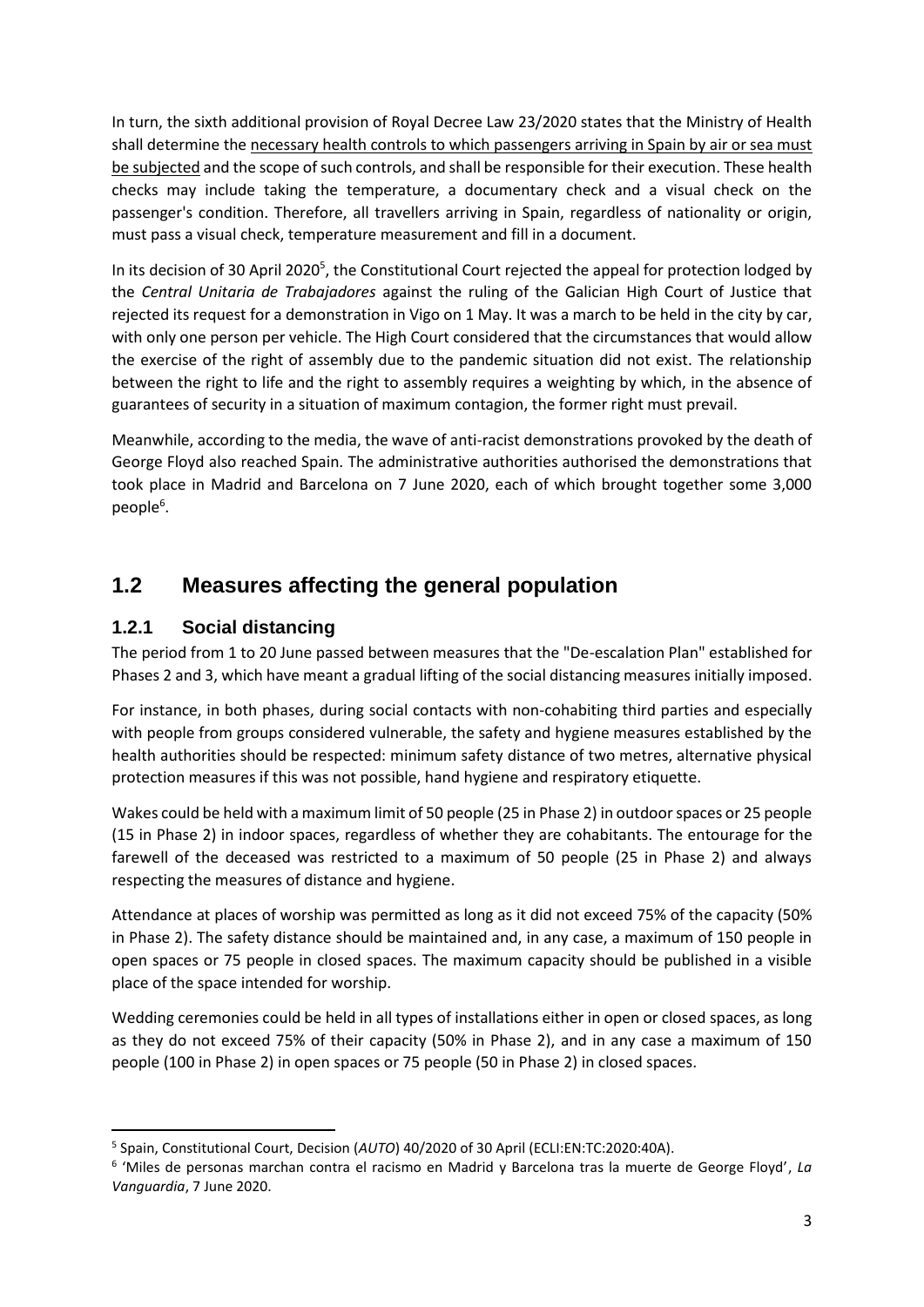In turn, the sixth additional provision of Royal Decree Law 23/2020 states that the Ministry of Health shall determine the necessary health controls to which passengers arriving in Spain by air or sea must be subjected and the scope of such controls, and shall be responsible for their execution. These health checks may include taking the temperature, a documentary check and a visual check on the passenger's condition. Therefore, all travellers arriving in Spain, regardless of nationality or origin, must pass a visual check, temperature measurement and fill in a document.

In its decision of 30 April 2020[5], the Constitutional Court rejected the appeal for protection lodged by the *Central Unitaria de Trabajadores* against the ruling of the Galician High Court of Justice that rejected its request for a demonstration in Vigo on 1 May. It was a march to be held in the city by car, with only one person per vehicle. The High Court considered that the circumstances that would allow the exercise of the right of assembly due to the pandemic situation did not exist. The relationship between the right to life and the right to assembly requires a weighting by which, in the absence of guarantees of security in a situation of maximum contagion, the former right must prevail.

Meanwhile, according to the media, the wave of anti-racist demonstrations provoked by the death of George Floyd also reached Spain. The administrative authorities authorised the demonstrations that took place in Madrid and Barcelona on 7 June 2020, each of which brought together some 3,000 people[6].

## 1.2 Measures affecting the general population

### 1.2.1 Social distancing

The period from 1 to 20 June passed between measures that the "De-escalation Plan" established for Phases 2 and 3, which have meant a gradual lifting of the social distancing measures initially imposed.

For instance, in both phases, during social contacts with non-cohabiting third parties and especially with people from groups considered vulnerable, the safety and hygiene measures established by the health authorities should be respected: minimum safety distance of two metres, alternative physical protection measures if this was not possible, hand hygiene and respiratory etiquette.

Wakes could be held with a maximum limit of 50 people (25 in Phase 2) in outdoor spaces or 25 people (15 in Phase 2) in indoor spaces, regardless of whether they are cohabitants. The entourage for the farewell of the deceased was restricted to a maximum of 50 people (25 in Phase 2) and always respecting the measures of distance and hygiene.

Attendance at places of worship was permitted as long as it did not exceed 75% of the capacity (50% in Phase 2). The safety distance should be maintained and, in any case, a maximum of 150 people in open spaces or 75 people in closed spaces. The maximum capacity should be published in a visible place of the space intended for worship.

Wedding ceremonies could be held in all types of installations either in open or closed spaces, as long as they do not exceed 75% of their capacity (50% in Phase 2), and in any case a maximum of 150 people (100 in Phase 2) in open spaces or 75 people (50 in Phase 2) in closed spaces.

---

[5] Spain, Constitutional Court, Decision (*AUTO*) 40/2020 of 30 April (ECLI:EN:TC:2020:40A).

[6] 'Miles de personas marchan contra el racismo en Madrid y Barcelona tras la muerte de George Floyd', *La Vanguardia*, 7 June 2020.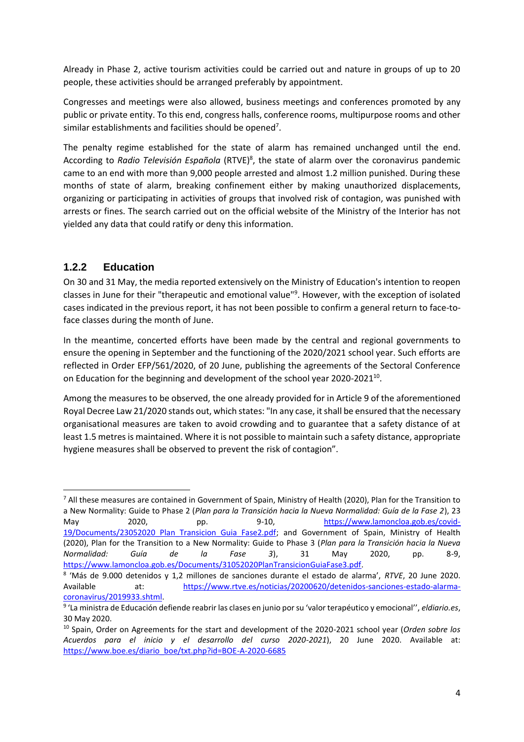Already in Phase 2, active tourism activities could be carried out and nature in groups of up to 20 people, these activities should be arranged preferably by appointment.

Congresses and meetings were also allowed, business meetings and conferences promoted by any public or private entity. To this end, congress halls, conference rooms, multipurpose rooms and other similar establishments and facilities should be opened[7].

The penalty regime established for the state of alarm has remained unchanged until the end. According to *Radio Televisión Española* (RTVE)[8], the state of alarm over the coronavirus pandemic came to an end with more than 9,000 people arrested and almost 1.2 million punished. During these months of state of alarm, breaking confinement either by making unauthorized displacements, organizing or participating in activities of groups that involved risk of contagion, was punished with arrests or fines. The search carried out on the official website of the Ministry of the Interior has not yielded any data that could ratify or deny this information.

### 1.2.2 Education

On 30 and 31 May, the media reported extensively on the Ministry of Education's intention to reopen classes in June for their "therapeutic and emotional value"[9]. However, with the exception of isolated cases indicated in the previous report, it has not been possible to confirm a general return to face-to-face classes during the month of June.

In the meantime, concerted efforts have been made by the central and regional governments to ensure the opening in September and the functioning of the 2020/2021 school year. Such efforts are reflected in Order EFP/561/2020, of 20 June, publishing the agreements of the Sectoral Conference on Education for the beginning and development of the school year 2020-2021[10].

Among the measures to be observed, the one already provided for in Article 9 of the aforementioned Royal Decree Law 21/2020 stands out, which states: "In any case, it shall be ensured that the necessary organisational measures are taken to avoid crowding and to guarantee that a safety distance of at least 1.5 metres is maintained. Where it is not possible to maintain such a safety distance, appropriate hygiene measures shall be observed to prevent the risk of contagion".

---

[7] All these measures are contained in Government of Spain, Ministry of Health (2020), Plan for the Transition to a New Normality: Guide to Phase 2 (*Plan para la Transición hacia la Nueva Normalidad: Guía de la Fase 2*), 23 May 2020, pp. 9-10, https://www.lamoncloa.gob.es/covid-19/Documents/23052020_Plan_Transicion_Guia_Fase2.pdf; and Government of Spain, Ministry of Health (2020), Plan for the Transition to a New Normality: Guide to Phase 3 (*Plan para la Transición hacia la Nueva Normalidad: Guía de la Fase 3*), 31 May 2020, pp. 8-9, https://www.lamoncloa.gob.es/Documents/31052020PlanTransicionGuiaFase3.pdf.

[8] 'Más de 9.000 detenidos y 1,2 millones de sanciones durante el estado de alarma', *RTVE*, 20 June 2020. Available at: https://www.rtve.es/noticias/20200620/detenidos-sanciones-estado-alarma-coronavirus/2019933.shtml.

[9] 'La ministra de Educación defiende reabrir las clases en junio por su 'valor terapéutico y emocional'', *eldiario.es*, 30 May 2020.

[10] Spain, Order on Agreements for the start and development of the 2020-2021 school year (*Orden sobre los Acuerdos para el inicio y el desarrollo del curso 2020-2021*), 20 June 2020. Available at: https://www.boe.es/diario_boe/txt.php?id=BOE-A-2020-6685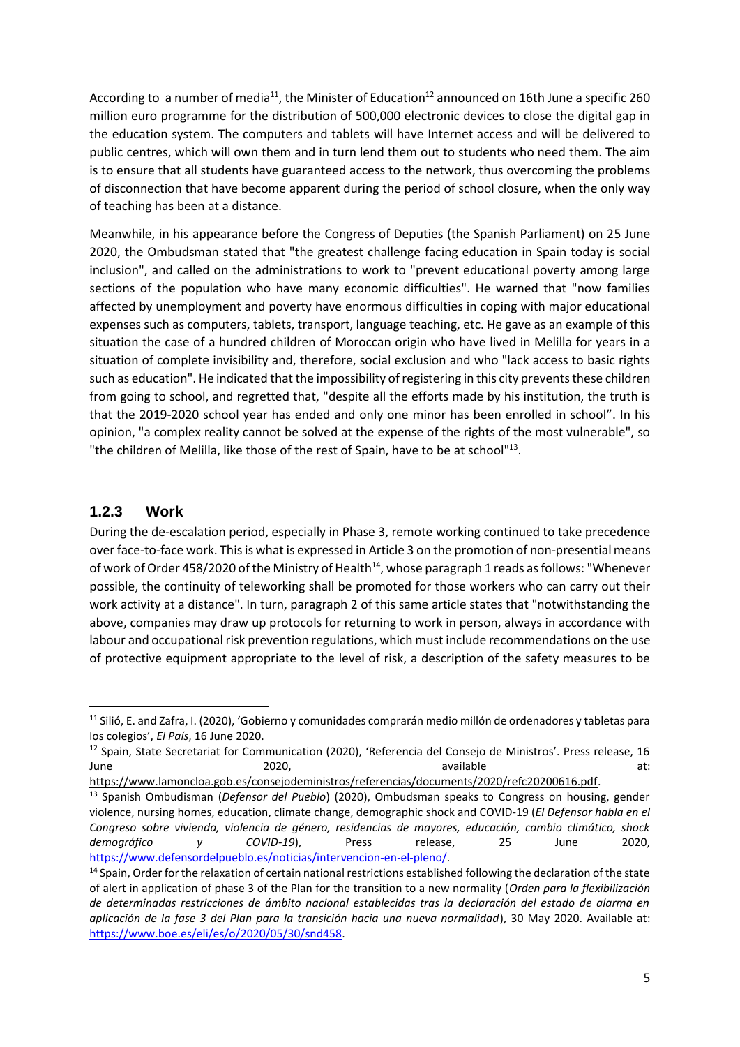According to a number of media[11], the Minister of Education[12] announced on 16th June a specific 260 million euro programme for the distribution of 500,000 electronic devices to close the digital gap in the education system. The computers and tablets will have Internet access and will be delivered to public centres, which will own them and in turn lend them out to students who need them. The aim is to ensure that all students have guaranteed access to the network, thus overcoming the problems of disconnection that have become apparent during the period of school closure, when the only way of teaching has been at a distance.

Meanwhile, in his appearance before the Congress of Deputies (the Spanish Parliament) on 25 June 2020, the Ombudsman stated that "the greatest challenge facing education in Spain today is social inclusion", and called on the administrations to work to "prevent educational poverty among large sections of the population who have many economic difficulties". He warned that "now families affected by unemployment and poverty have enormous difficulties in coping with major educational expenses such as computers, tablets, transport, language teaching, etc. He gave as an example of this situation the case of a hundred children of Moroccan origin who have lived in Melilla for years in a situation of complete invisibility and, therefore, social exclusion and who "lack access to basic rights such as education". He indicated that the impossibility of registering in this city prevents these children from going to school, and regretted that, "despite all the efforts made by his institution, the truth is that the 2019-2020 school year has ended and only one minor has been enrolled in school". In his opinion, "a complex reality cannot be solved at the expense of the rights of the most vulnerable", so "the children of Melilla, like those of the rest of Spain, have to be at school"[13].

### 1.2.3 Work

During the de-escalation period, especially in Phase 3, remote working continued to take precedence over face-to-face work. This is what is expressed in Article 3 on the promotion of non-presential means of work of Order 458/2020 of the Ministry of Health[14], whose paragraph 1 reads as follows: "Whenever possible, the continuity of teleworking shall be promoted for those workers who can carry out their work activity at a distance". In turn, paragraph 2 of this same article states that "notwithstanding the above, companies may draw up protocols for returning to work in person, always in accordance with labour and occupational risk prevention regulations, which must include recommendations on the use of protective equipment appropriate to the level of risk, a description of the safety measures to be

---

[11] Silió, E. and Zafra, I. (2020), 'Gobierno y comunidades comprarán medio millón de ordenadores y tabletas para los colegios', *El País*, 16 June 2020.

[12] Spain, State Secretariat for Communication (2020), 'Referencia del Consejo de Ministros'. Press release, 16 June 2020, available at: https://www.lamoncloa.gob.es/consejodeministros/referencias/documents/2020/refc20200616.pdf.

[13] Spanish Ombudisman (*Defensor del Pueblo*) (2020), Ombudsman speaks to Congress on housing, gender violence, nursing homes, education, climate change, demographic shock and COVID-19 (*El Defensor habla en el Congreso sobre vivienda, violencia de género, residencias de mayores, educación, cambio climático, shock demográfico y COVID-19*), Press release, 25 June 2020, https://www.defensordelpueblo.es/noticias/intervencion-en-el-pleno/.

[14] Spain, Order for the relaxation of certain national restrictions established following the declaration of the state of alert in application of phase 3 of the Plan for the transition to a new normality (*Orden para la flexibilización de determinadas restricciones de ámbito nacional establecidas tras la declaración del estado de alarma en aplicación de la fase 3 del Plan para la transición hacia una nueva normalidad*), 30 May 2020. Available at: https://www.boe.es/eli/es/o/2020/05/30/snd458.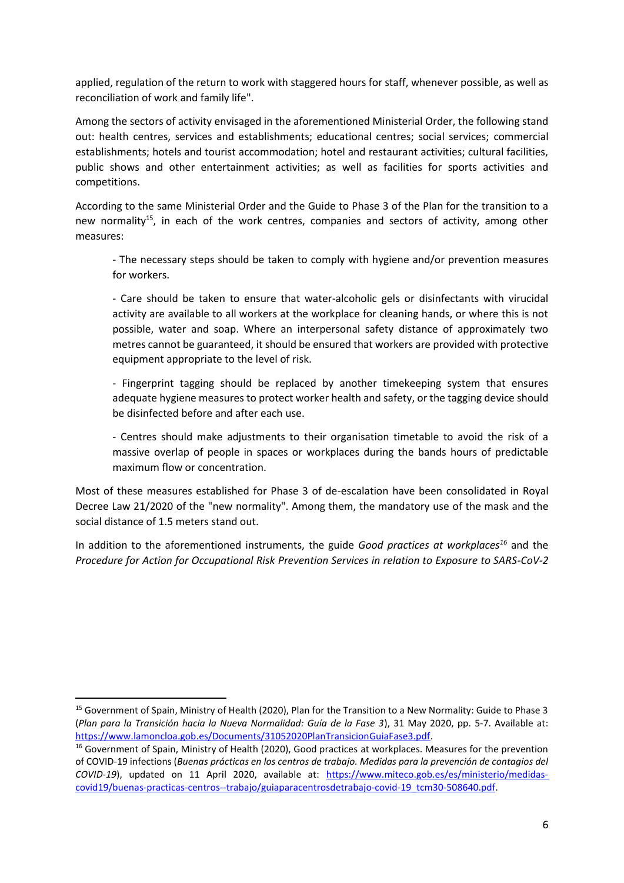applied, regulation of the return to work with staggered hours for staff, whenever possible, as well as reconciliation of work and family life".

Among the sectors of activity envisaged in the aforementioned Ministerial Order, the following stand out: health centres, services and establishments; educational centres; social services; commercial establishments; hotels and tourist accommodation; hotel and restaurant activities; cultural facilities, public shows and other entertainment activities; as well as facilities for sports activities and competitions.

According to the same Ministerial Order and the Guide to Phase 3 of the Plan for the transition to a new normality[15], in each of the work centres, companies and sectors of activity, among other measures:

> - The necessary steps should be taken to comply with hygiene and/or prevention measures for workers.
>
> - Care should be taken to ensure that water-alcoholic gels or disinfectants with virucidal activity are available to all workers at the workplace for cleaning hands, or where this is not possible, water and soap. Where an interpersonal safety distance of approximately two metres cannot be guaranteed, it should be ensured that workers are provided with protective equipment appropriate to the level of risk.
>
> - Fingerprint tagging should be replaced by another timekeeping system that ensures adequate hygiene measures to protect worker health and safety, or the tagging device should be disinfected before and after each use.
>
> - Centres should make adjustments to their organisation timetable to avoid the risk of a massive overlap of people in spaces or workplaces during the bands hours of predictable maximum flow or concentration.

Most of these measures established for Phase 3 of de-escalation have been consolidated in Royal Decree Law 21/2020 of the "new normality". Among them, the mandatory use of the mask and the social distance of 1.5 meters stand out.

In addition to the aforementioned instruments, the guide *Good practices at workplaces*[16] and the *Procedure for Action for Occupational Risk Prevention Services in relation to Exposure to SARS-CoV-2*

---

[15] Government of Spain, Ministry of Health (2020), Plan for the Transition to a New Normality: Guide to Phase 3 (*Plan para la Transición hacia la Nueva Normalidad: Guía de la Fase 3*), 31 May 2020, pp. 5-7. Available at: https://www.lamoncloa.gob.es/Documents/31052020PlanTransicionGuiaFase3.pdf.

[16] Government of Spain, Ministry of Health (2020), Good practices at workplaces. Measures for the prevention of COVID-19 infections (*Buenas prácticas en los centros de trabajo. Medidas para la prevención de contagios del COVID-19*), updated on 11 April 2020, available at: https://www.miteco.gob.es/es/ministerio/medidas-covid19/buenas-practicas-centros--trabajo/guiaparacentrosdetrabajo-covid-19_tcm30-508640.pdf.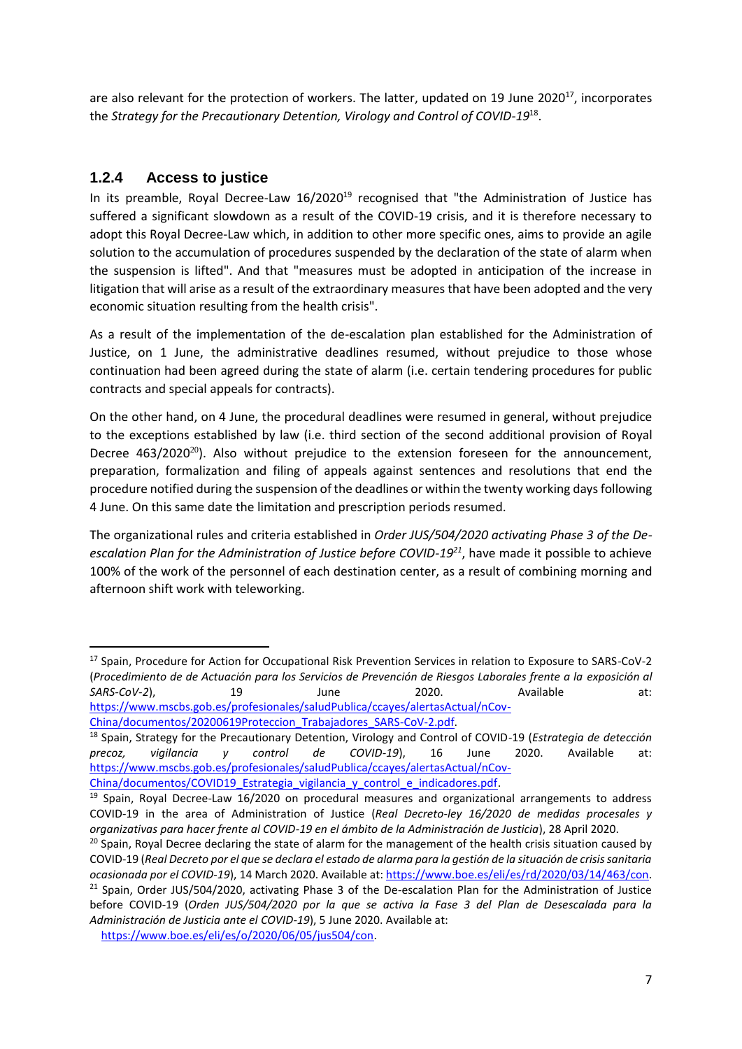are also relevant for the protection of workers. The latter, updated on 19 June 2020[17], incorporates the *Strategy for the Precautionary Detention, Virology and Control of COVID-19*[18].

### 1.2.4 Access to justice

In its preamble, Royal Decree-Law 16/2020[19] recognised that "the Administration of Justice has suffered a significant slowdown as a result of the COVID-19 crisis, and it is therefore necessary to adopt this Royal Decree-Law which, in addition to other more specific ones, aims to provide an agile solution to the accumulation of procedures suspended by the declaration of the state of alarm when the suspension is lifted". And that "measures must be adopted in anticipation of the increase in litigation that will arise as a result of the extraordinary measures that have been adopted and the very economic situation resulting from the health crisis".

As a result of the implementation of the de-escalation plan established for the Administration of Justice, on 1 June, the administrative deadlines resumed, without prejudice to those whose continuation had been agreed during the state of alarm (i.e. certain tendering procedures for public contracts and special appeals for contracts).

On the other hand, on 4 June, the procedural deadlines were resumed in general, without prejudice to the exceptions established by law (i.e. third section of the second additional provision of Royal Decree 463/2020[20]). Also without prejudice to the extension foreseen for the announcement, preparation, formalization and filing of appeals against sentences and resolutions that end the procedure notified during the suspension of the deadlines or within the twenty working days following 4 June. On this same date the limitation and prescription periods resumed.

The organizational rules and criteria established in *Order JUS/504/2020 activating Phase 3 of the De-escalation Plan for the Administration of Justice before COVID-19*[21], have made it possible to achieve 100% of the work of the personnel of each destination center, as a result of combining morning and afternoon shift work with teleworking.

---

[17] Spain, Procedure for Action for Occupational Risk Prevention Services in relation to Exposure to SARS-CoV-2 (*Procedimiento de de Actuación para los Servicios de Prevención de Riesgos Laborales frente a la exposición al SARS-CoV-2*), 19 June 2020. Available at: https://www.mscbs.gob.es/profesionales/saludPublica/ccayes/alertasActual/nCov-China/documentos/20200619Proteccion_Trabajadores_SARS-CoV-2.pdf.

[18] Spain, Strategy for the Precautionary Detention, Virology and Control of COVID-19 (*Estrategia de detección precoz, vigilancia y control de COVID-19*), 16 June 2020. Available at: https://www.mscbs.gob.es/profesionales/saludPublica/ccayes/alertasActual/nCov-China/documentos/COVID19_Estrategia_vigilancia_y_control_e_indicadores.pdf.

[19] Spain, Royal Decree-Law 16/2020 on procedural measures and organizational arrangements to address COVID-19 in the area of Administration of Justice (*Real Decreto-ley 16/2020 de medidas procesales y organizativas para hacer frente al COVID-19 en el ámbito de la Administración de Justicia*), 28 April 2020.

[20] Spain, Royal Decree declaring the state of alarm for the management of the health crisis situation caused by COVID-19 (*Real Decreto por el que se declara el estado de alarma para la gestión de la situación de crisis sanitaria ocasionada por el COVID-19*), 14 March 2020. Available at: https://www.boe.es/eli/es/rd/2020/03/14/463/con.

[21] Spain, Order JUS/504/2020, activating Phase 3 of the De-escalation Plan for the Administration of Justice before COVID-19 (*Orden JUS/504/2020 por la que se activa la Fase 3 del Plan de Desescalada para la Administración de Justicia ante el COVID-19*), 5 June 2020. Available at: https://www.boe.es/eli/es/o/2020/06/05/jus504/con.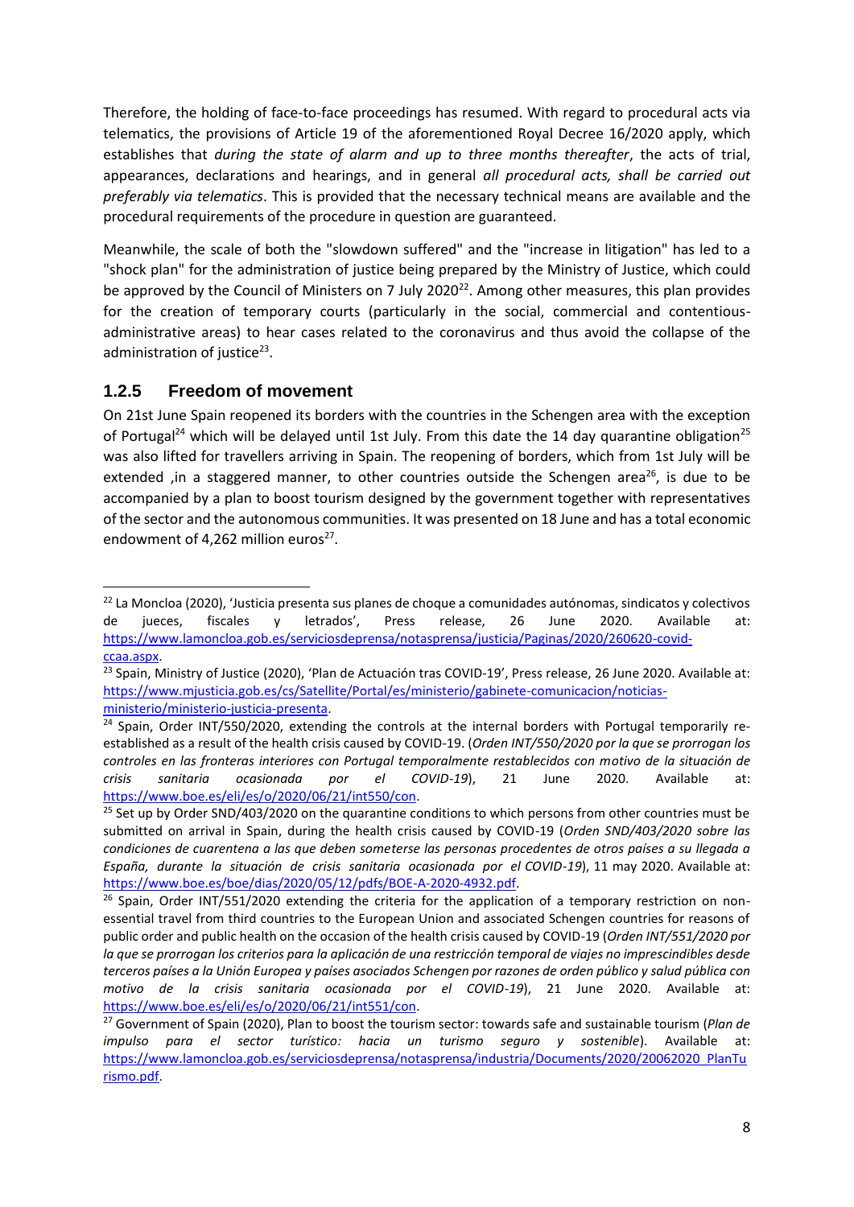Therefore, the holding of face-to-face proceedings has resumed. With regard to procedural acts via telematics, the provisions of Article 19 of the aforementioned Royal Decree 16/2020 apply, which establishes that *during the state of alarm and up to three months thereafter*, the acts of trial, appearances, declarations and hearings, and in general *all procedural acts, shall be carried out preferably via telematics*. This is provided that the necessary technical means are available and the procedural requirements of the procedure in question are guaranteed.

Meanwhile, the scale of both the "slowdown suffered" and the "increase in litigation" has led to a "shock plan" for the administration of justice being prepared by the Ministry of Justice, which could be approved by the Council of Ministers on 7 July 2020[22]. Among other measures, this plan provides for the creation of temporary courts (particularly in the social, commercial and contentious-administrative areas) to hear cases related to the coronavirus and thus avoid the collapse of the administration of justice[23].

### 1.2.5 Freedom of movement

On 21st June Spain reopened its borders with the countries in the Schengen area with the exception of Portugal[24] which will be delayed until 1st July. From this date the 14 day quarantine obligation[25] was also lifted for travellers arriving in Spain. The reopening of borders, which from 1st July will be extended ,in a staggered manner, to other countries outside the Schengen area[26], is due to be accompanied by a plan to boost tourism designed by the government together with representatives of the sector and the autonomous communities. It was presented on 18 June and has a total economic endowment of 4,262 million euros[27].

---

[22] La Moncloa (2020), 'Justicia presenta sus planes de choque a comunidades autónomas, sindicatos y colectivos de jueces, fiscales y letrados', Press release, 26 June 2020. Available at: https://www.lamoncloa.gob.es/serviciosdeprensa/notasprensa/justicia/Paginas/2020/260620-covid-ccaa.aspx.

[23] Spain, Ministry of Justice (2020), 'Plan de Actuación tras COVID-19', Press release, 26 June 2020. Available at: https://www.mjusticia.gob.es/cs/Satellite/Portal/es/ministerio/gabinete-comunicacion/noticias-ministerio/ministerio-justicia-presenta.

[24] Spain, Order INT/550/2020, extending the controls at the internal borders with Portugal temporarily re-established as a result of the health crisis caused by COVID-19. (*Orden INT/550/2020 por la que se prorrogan los controles en las fronteras interiores con Portugal temporalmente restablecidos con motivo de la situación de crisis sanitaria ocasionada por el COVID-19*), 21 June 2020. Available at: https://www.boe.es/eli/es/o/2020/06/21/int550/con.

[25] Set up by Order SND/403/2020 on the quarantine conditions to which persons from other countries must be submitted on arrival in Spain, during the health crisis caused by COVID-19 (*Orden SND/403/2020 sobre las condiciones de cuarentena a las que deben someterse las personas procedentes de otros países a su llegada a España, durante la situación de crisis sanitaria ocasionada por el COVID-19*), 11 may 2020. Available at: https://www.boe.es/boe/dias/2020/05/12/pdfs/BOE-A-2020-4932.pdf.

[26] Spain, Order INT/551/2020 extending the criteria for the application of a temporary restriction on non-essential travel from third countries to the European Union and associated Schengen countries for reasons of public order and public health on the occasion of the health crisis caused by COVID-19 (*Orden INT/551/2020 por la que se prorrogan los criterios para la aplicación de una restricción temporal de viajes no imprescindibles desde terceros países a la Unión Europea y países asociados Schengen por razones de orden público y salud pública con motivo de la crisis sanitaria ocasionada por el COVID-19*), 21 June 2020. Available at: https://www.boe.es/eli/es/o/2020/06/21/int551/con.

[27] Government of Spain (2020), Plan to boost the tourism sector: towards safe and sustainable tourism (*Plan de impulso para el sector turístico: hacia un turismo seguro y sostenible*). Available at: https://www.lamoncloa.gob.es/serviciosdeprensa/notasprensa/industria/Documents/2020/20062020_PlanTurismo.pdf.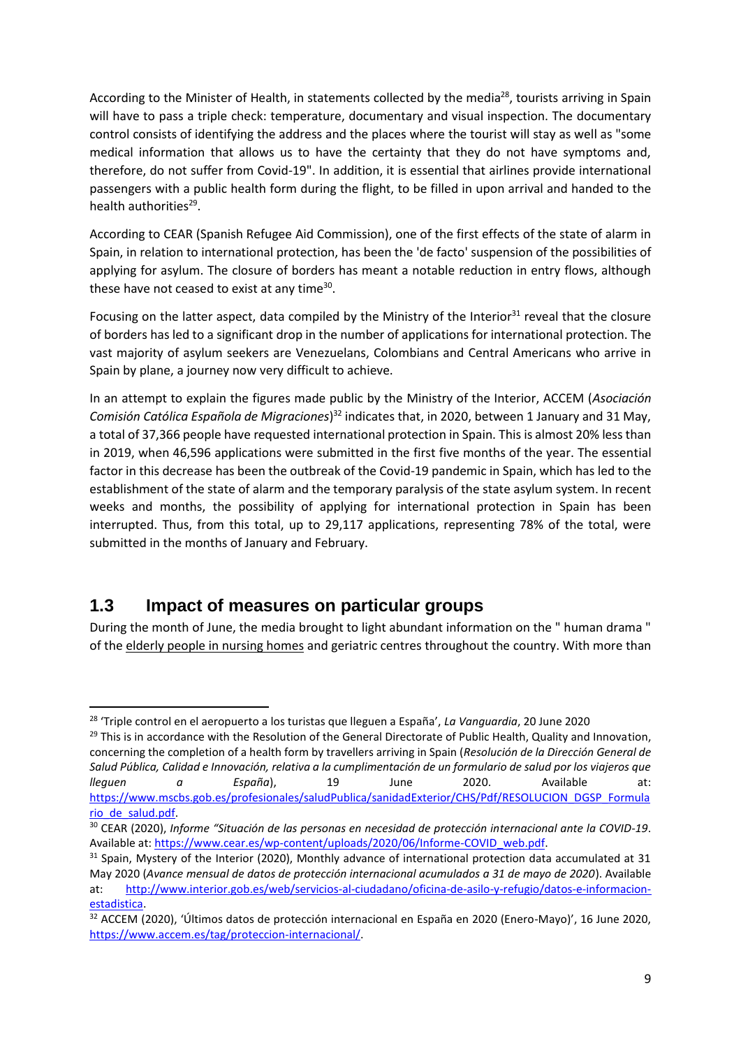According to the Minister of Health, in statements collected by the media[28], tourists arriving in Spain will have to pass a triple check: temperature, documentary and visual inspection. The documentary control consists of identifying the address and the places where the tourist will stay as well as "some medical information that allows us to have the certainty that they do not have symptoms and, therefore, do not suffer from Covid-19". In addition, it is essential that airlines provide international passengers with a public health form during the flight, to be filled in upon arrival and handed to the health authorities[29].

According to CEAR (Spanish Refugee Aid Commission), one of the first effects of the state of alarm in Spain, in relation to international protection, has been the 'de facto' suspension of the possibilities of applying for asylum. The closure of borders has meant a notable reduction in entry flows, although these have not ceased to exist at any time[30].

Focusing on the latter aspect, data compiled by the Ministry of the Interior[31] reveal that the closure of borders has led to a significant drop in the number of applications for international protection. The vast majority of asylum seekers are Venezuelans, Colombians and Central Americans who arrive in Spain by plane, a journey now very difficult to achieve.

In an attempt to explain the figures made public by the Ministry of the Interior, ACCEM (*Asociación Comisión Católica Española de Migraciones*)[32] indicates that, in 2020, between 1 January and 31 May, a total of 37,366 people have requested international protection in Spain. This is almost 20% less than in 2019, when 46,596 applications were submitted in the first five months of the year. The essential factor in this decrease has been the outbreak of the Covid-19 pandemic in Spain, which has led to the establishment of the state of alarm and the temporary paralysis of the state asylum system. In recent weeks and months, the possibility of applying for international protection in Spain has been interrupted. Thus, from this total, up to 29,117 applications, representing 78% of the total, were submitted in the months of January and February.

## 1.3 Impact of measures on particular groups

During the month of June, the media brought to light abundant information on the " human drama " of the elderly people in nursing homes and geriatric centres throughout the country. With more than

---

[28] 'Triple control en el aeropuerto a los turistas que lleguen a España', *La Vanguardia*, 20 June 2020

[29] This is in accordance with the Resolution of the General Directorate of Public Health, Quality and Innovation, concerning the completion of a health form by travellers arriving in Spain (*Resolución de la Dirección General de Salud Pública, Calidad e Innovación, relativa a la cumplimentación de un formulario de salud por los viajeros que lleguen a España*), 19 June 2020. Available at: https://www.mscbs.gob.es/profesionales/saludPublica/sanidadExterior/CHS/Pdf/RESOLUCION_DGSP_Formulario_de_salud.pdf.

[30] CEAR (2020), *Informe "Situación de las personas en necesidad de protección internacional ante la COVID-19*. Available at: https://www.cear.es/wp-content/uploads/2020/06/Informe-COVID_web.pdf.

[31] Spain, Mystery of the Interior (2020), Monthly advance of international protection data accumulated at 31 May 2020 (*Avance mensual de datos de protección internacional acumulados a 31 de mayo de 2020*). Available at: http://www.interior.gob.es/web/servicios-al-ciudadano/oficina-de-asilo-y-refugio/datos-e-informacion-estadistica.

[32] ACCEM (2020), 'Últimos datos de protección internacional en España en 2020 (Enero-Mayo)', 16 June 2020, https://www.accem.es/tag/proteccion-internacional/.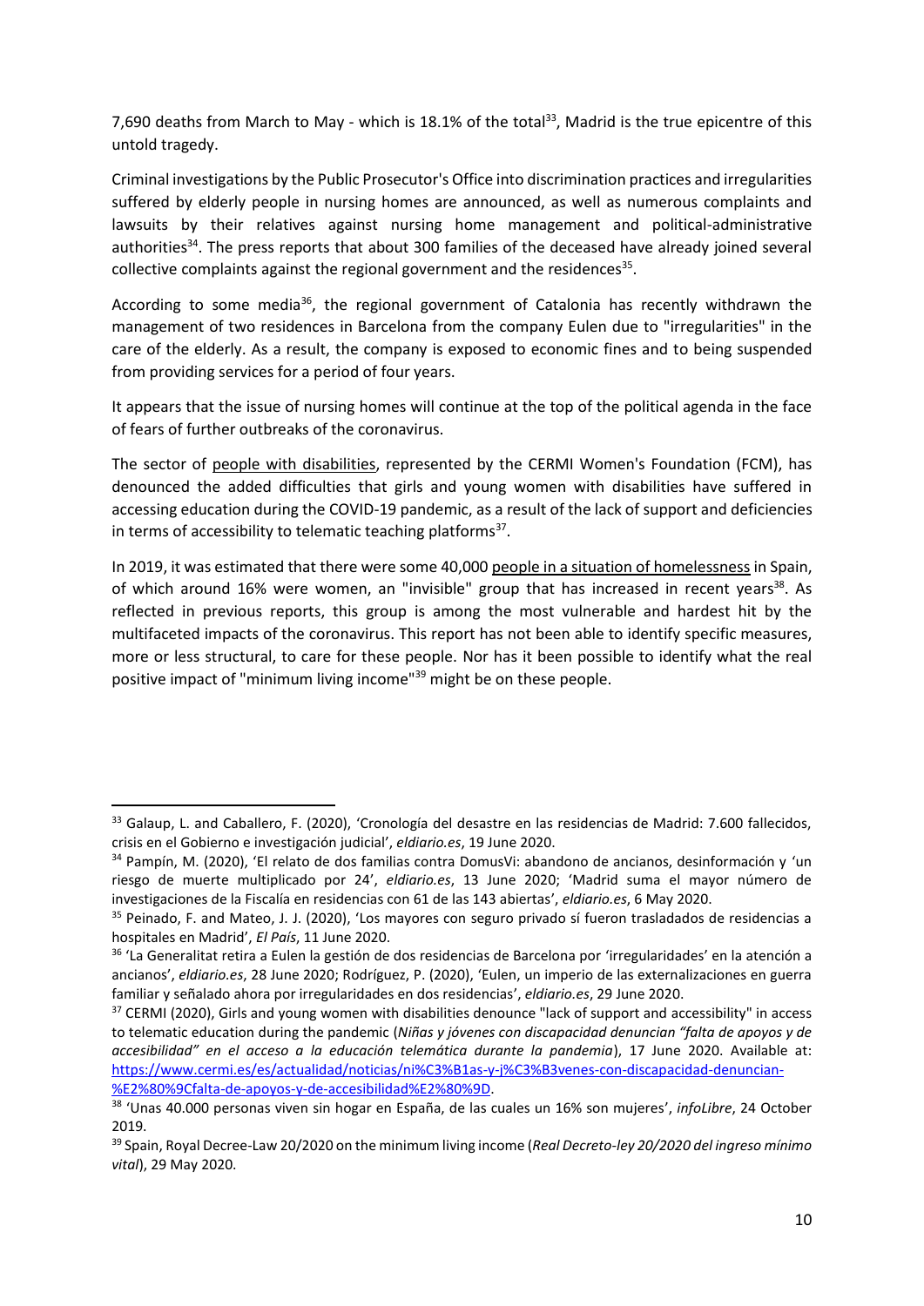7,690 deaths from March to May - which is 18.1% of the total[33], Madrid is the true epicentre of this untold tragedy.

Criminal investigations by the Public Prosecutor's Office into discrimination practices and irregularities suffered by elderly people in nursing homes are announced, as well as numerous complaints and lawsuits by their relatives against nursing home management and political-administrative authorities[34]. The press reports that about 300 families of the deceased have already joined several collective complaints against the regional government and the residences[35].

According to some media[36], the regional government of Catalonia has recently withdrawn the management of two residences in Barcelona from the company Eulen due to "irregularities" in the care of the elderly. As a result, the company is exposed to economic fines and to being suspended from providing services for a period of four years.

It appears that the issue of nursing homes will continue at the top of the political agenda in the face of fears of further outbreaks of the coronavirus.

The sector of people with disabilities, represented by the CERMI Women's Foundation (FCM), has denounced the added difficulties that girls and young women with disabilities have suffered in accessing education during the COVID-19 pandemic, as a result of the lack of support and deficiencies in terms of accessibility to telematic teaching platforms[37].

In 2019, it was estimated that there were some 40,000 people in a situation of homelessness in Spain, of which around 16% were women, an "invisible" group that has increased in recent years[38]. As reflected in previous reports, this group is among the most vulnerable and hardest hit by the multifaceted impacts of the coronavirus. This report has not been able to identify specific measures, more or less structural, to care for these people. Nor has it been possible to identify what the real positive impact of "minimum living income"[39] might be on these people.

---

[33] Galaup, L. and Caballero, F. (2020), 'Cronología del desastre en las residencias de Madrid: 7.600 fallecidos, crisis en el Gobierno e investigación judicial', *eldiario.es*, 19 June 2020.

[34] Pampín, M. (2020), 'El relato de dos familias contra DomusVi: abandono de ancianos, desinformación y 'un riesgo de muerte multiplicado por 24', *eldiario.es*, 13 June 2020; 'Madrid suma el mayor número de investigaciones de la Fiscalía en residencias con 61 de las 143 abiertas', *eldiario.es*, 6 May 2020.

[35] Peinado, F. and Mateo, J. J. (2020), 'Los mayores con seguro privado sí fueron trasladados de residencias a hospitales en Madrid', *El País*, 11 June 2020.

[36] 'La Generalitat retira a Eulen la gestión de dos residencias de Barcelona por 'irregularidades' en la atención a ancianos', *eldiario.es*, 28 June 2020; Rodríguez, P. (2020), 'Eulen, un imperio de las externalizaciones en guerra familiar y señalado ahora por irregularidades en dos residencias', *eldiario.es*, 29 June 2020.

[37] CERMI (2020), Girls and young women with disabilities denounce "lack of support and accessibility" in access to telematic education during the pandemic (*Niñas y jóvenes con discapacidad denuncian "falta de apoyos y de accesibilidad" en el acceso a la educación telemática durante la pandemia*), 17 June 2020. Available at: https://www.cermi.es/es/actualidad/noticias/ni%C3%B1as-y-j%C3%B3venes-con-discapacidad-denuncian-%E2%80%9Cfalta-de-apoyos-y-de-accesibilidad%E2%80%9D.

[38] 'Unas 40.000 personas viven sin hogar en España, de las cuales un 16% son mujeres', *infoLibre*, 24 October 2019.

[39] Spain, Royal Decree-Law 20/2020 on the minimum living income (*Real Decreto-ley 20/2020 del ingreso mínimo vital*), 29 May 2020.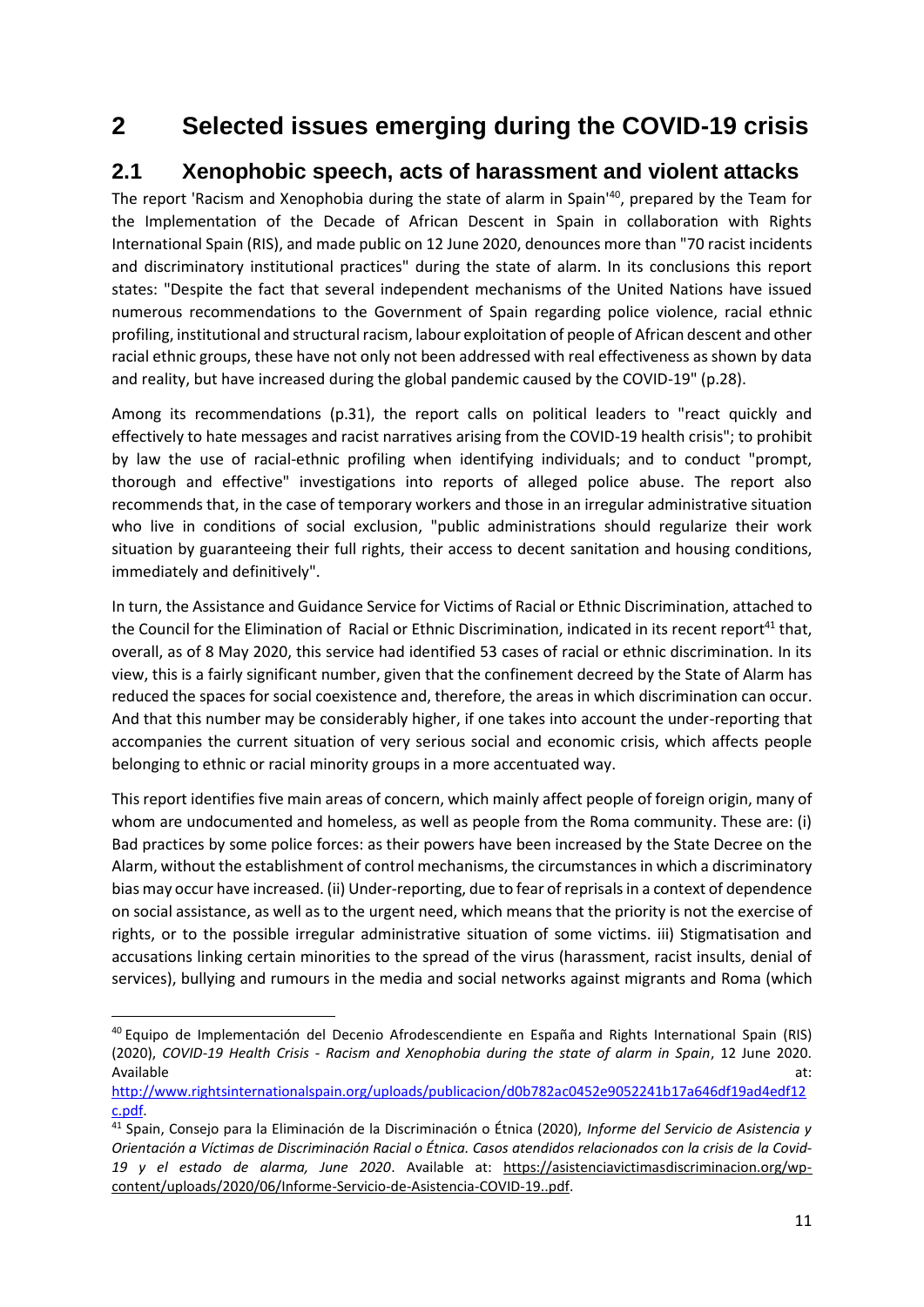# 2 Selected issues emerging during the COVID-19 crisis

## 2.1 Xenophobic speech, acts of harassment and violent attacks

The report 'Racism and Xenophobia during the state of alarm in Spain'[40], prepared by the Team for the Implementation of the Decade of African Descent in Spain in collaboration with Rights International Spain (RIS), and made public on 12 June 2020, denounces more than "70 racist incidents and discriminatory institutional practices" during the state of alarm. In its conclusions this report states: "Despite the fact that several independent mechanisms of the United Nations have issued numerous recommendations to the Government of Spain regarding police violence, racial ethnic profiling, institutional and structural racism, labour exploitation of people of African descent and other racial ethnic groups, these have not only not been addressed with real effectiveness as shown by data and reality, but have increased during the global pandemic caused by the COVID-19" (p.28).

Among its recommendations (p.31), the report calls on political leaders to "react quickly and effectively to hate messages and racist narratives arising from the COVID-19 health crisis"; to prohibit by law the use of racial-ethnic profiling when identifying individuals; and to conduct "prompt, thorough and effective" investigations into reports of alleged police abuse. The report also recommends that, in the case of temporary workers and those in an irregular administrative situation who live in conditions of social exclusion, "public administrations should regularize their work situation by guaranteeing their full rights, their access to decent sanitation and housing conditions, immediately and definitively".

In turn, the Assistance and Guidance Service for Victims of Racial or Ethnic Discrimination, attached to the Council for the Elimination of Racial or Ethnic Discrimination, indicated in its recent report[41] that, overall, as of 8 May 2020, this service had identified 53 cases of racial or ethnic discrimination. In its view, this is a fairly significant number, given that the confinement decreed by the State of Alarm has reduced the spaces for social coexistence and, therefore, the areas in which discrimination can occur. And that this number may be considerably higher, if one takes into account the under-reporting that accompanies the current situation of very serious social and economic crisis, which affects people belonging to ethnic or racial minority groups in a more accentuated way.

This report identifies five main areas of concern, which mainly affect people of foreign origin, many of whom are undocumented and homeless, as well as people from the Roma community. These are: (i) Bad practices by some police forces: as their powers have been increased by the State Decree on the Alarm, without the establishment of control mechanisms, the circumstances in which a discriminatory bias may occur have increased. (ii) Under-reporting, due to fear of reprisals in a context of dependence on social assistance, as well as to the urgent need, which means that the priority is not the exercise of rights, or to the possible irregular administrative situation of some victims. iii) Stigmatisation and accusations linking certain minorities to the spread of the virus (harassment, racist insults, denial of services), bullying and rumours in the media and social networks against migrants and Roma (which

---

[40] Equipo de Implementación del Decenio Afrodescendiente en España and Rights International Spain (RIS) (2020), *COVID-19 Health Crisis - Racism and Xenophobia during the state of alarm in Spain*, 12 June 2020. Available at: http://www.rightsinternationalspain.org/uploads/publicacion/d0b782ac0452e9052241b17a646df19ad4edf12c.pdf.

[41] Spain, Consejo para la Eliminación de la Discriminación o Étnica (2020), *Informe del Servicio de Asistencia y Orientación a Víctimas de Discriminación Racial o Étnica. Casos atendidos relacionados con la crisis de la Covid-19 y el estado de alarma, June 2020*. Available at: https://asistenciavictimasdiscriminacion.org/wp-content/uploads/2020/06/Informe-Servicio-de-Asistencia-COVID-19..pdf.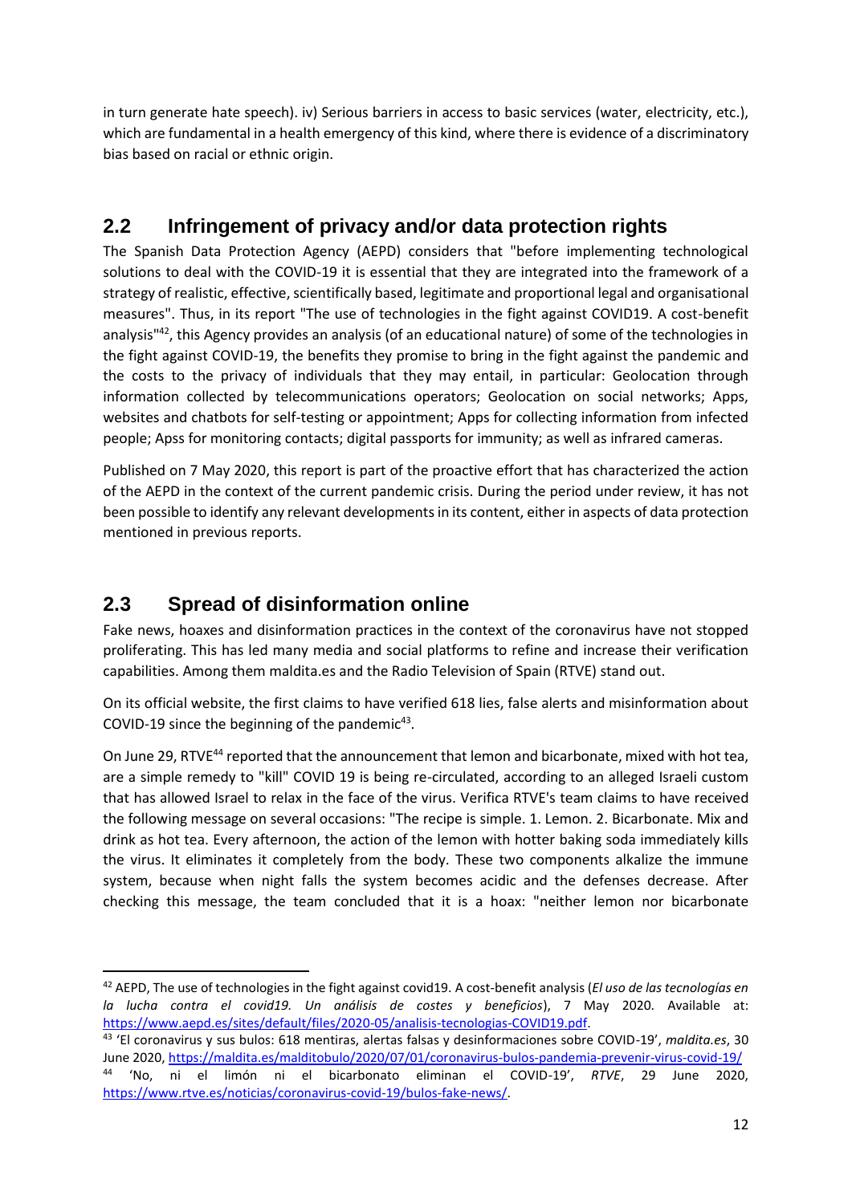in turn generate hate speech). iv) Serious barriers in access to basic services (water, electricity, etc.), which are fundamental in a health emergency of this kind, where there is evidence of a discriminatory bias based on racial or ethnic origin.

## 2.2 Infringement of privacy and/or data protection rights

The Spanish Data Protection Agency (AEPD) considers that "before implementing technological solutions to deal with the COVID-19 it is essential that they are integrated into the framework of a strategy of realistic, effective, scientifically based, legitimate and proportional legal and organisational measures". Thus, in its report "The use of technologies in the fight against COVID19. A cost-benefit analysis"[42], this Agency provides an analysis (of an educational nature) of some of the technologies in the fight against COVID-19, the benefits they promise to bring in the fight against the pandemic and the costs to the privacy of individuals that they may entail, in particular: Geolocation through information collected by telecommunications operators; Geolocation on social networks; Apps, websites and chatbots for self-testing or appointment; Apps for collecting information from infected people; Apss for monitoring contacts; digital passports for immunity; as well as infrared cameras.

Published on 7 May 2020, this report is part of the proactive effort that has characterized the action of the AEPD in the context of the current pandemic crisis. During the period under review, it has not been possible to identify any relevant developments in its content, either in aspects of data protection mentioned in previous reports.

## 2.3 Spread of disinformation online

Fake news, hoaxes and disinformation practices in the context of the coronavirus have not stopped proliferating. This has led many media and social platforms to refine and increase their verification capabilities. Among them maldita.es and the Radio Television of Spain (RTVE) stand out.

On its official website, the first claims to have verified 618 lies, false alerts and misinformation about COVID-19 since the beginning of the pandemic[43].

On June 29, RTVE[44] reported that the announcement that lemon and bicarbonate, mixed with hot tea, are a simple remedy to "kill" COVID 19 is being re-circulated, according to an alleged Israeli custom that has allowed Israel to relax in the face of the virus. Verifica RTVE's team claims to have received the following message on several occasions: "The recipe is simple. 1. Lemon. 2. Bicarbonate. Mix and drink as hot tea. Every afternoon, the action of the lemon with hotter baking soda immediately kills the virus. It eliminates it completely from the body. These two components alkalize the immune system, because when night falls the system becomes acidic and the defenses decrease. After checking this message, the team concluded that it is a hoax: "neither lemon nor bicarbonate

---

[42] AEPD, The use of technologies in the fight against covid19. A cost-benefit analysis (*El uso de las tecnologías en la lucha contra el covid19. Un análisis de costes y beneficios*), 7 May 2020. Available at: https://www.aepd.es/sites/default/files/2020-05/analisis-tecnologias-COVID19.pdf.

[43] 'El coronavirus y sus bulos: 618 mentiras, alertas falsas y desinformaciones sobre COVID-19', *maldita.es*, 30 June 2020, https://maldita.es/malditobulo/2020/07/01/coronavirus-bulos-pandemia-prevenir-virus-covid-19/

[44] 'No, ni el limón ni el bicarbonato eliminan el COVID-19', *RTVE*, 29 June 2020, https://www.rtve.es/noticias/coronavirus-covid-19/bulos-fake-news/.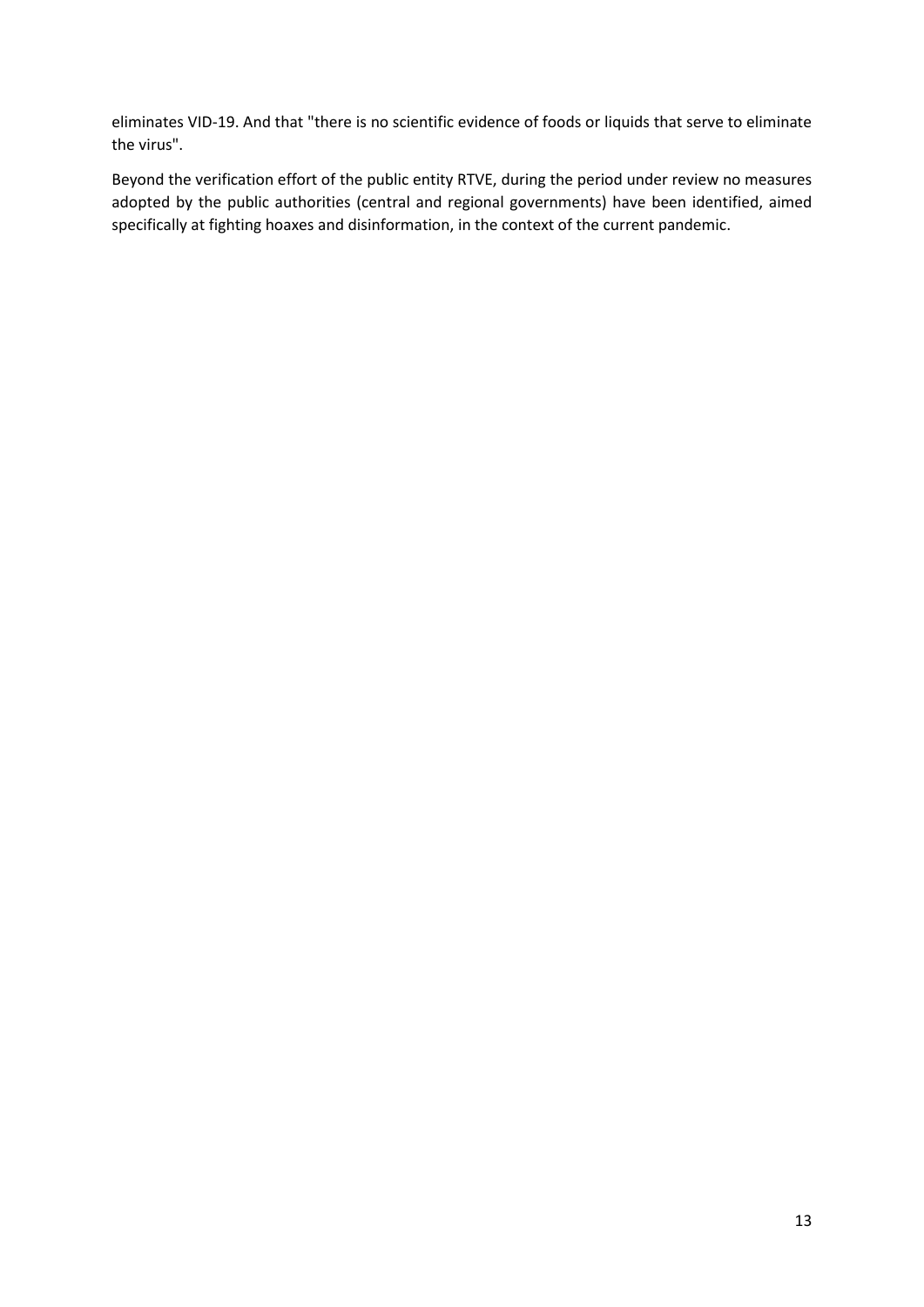eliminates VID-19. And that "there is no scientific evidence of foods or liquids that serve to eliminate the virus".

Beyond the verification effort of the public entity RTVE, during the period under review no measures adopted by the public authorities (central and regional governments) have been identified, aimed specifically at fighting hoaxes and disinformation, in the context of the current pandemic.